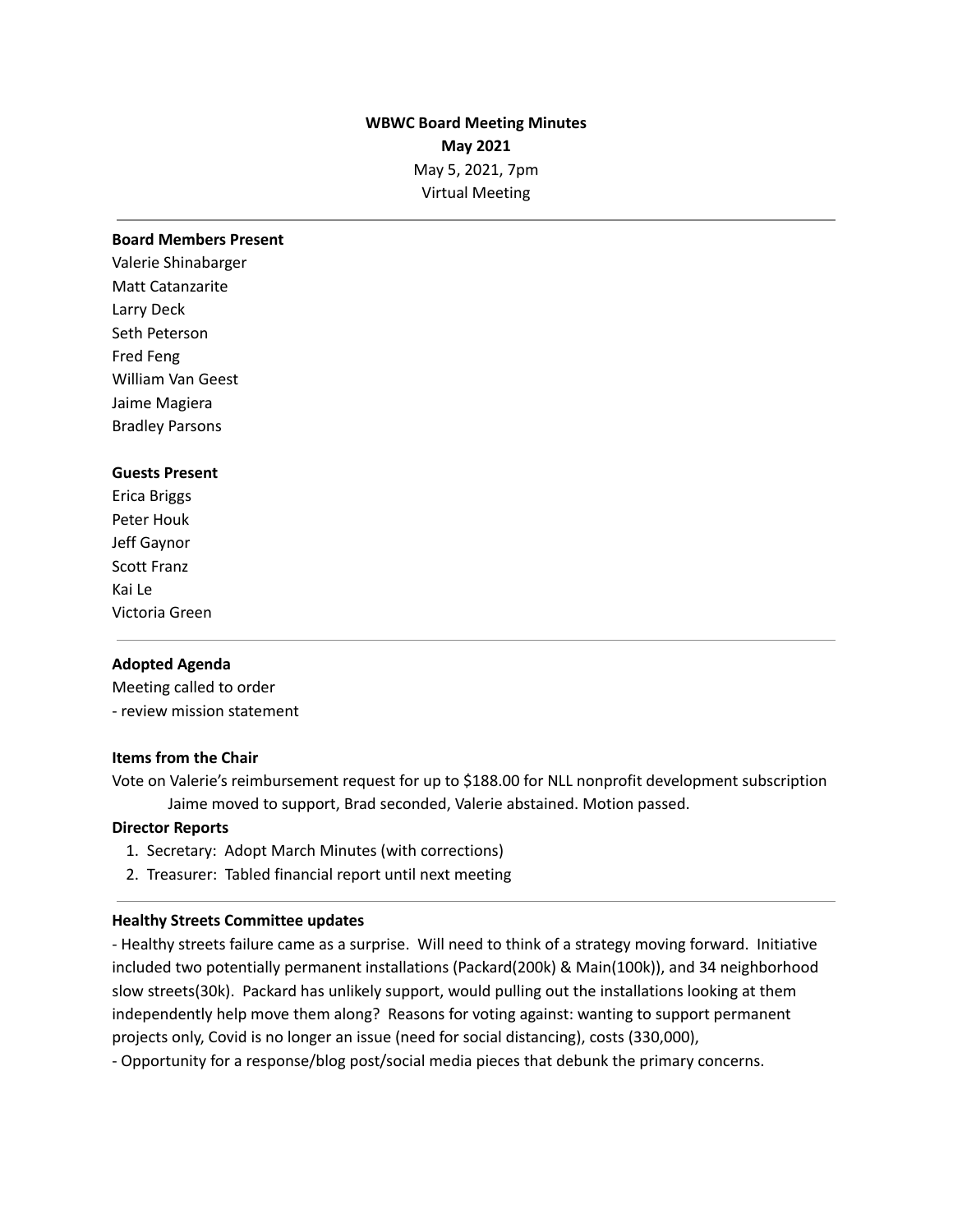**WBWC Board Meeting Minutes**

**May 2021**

May 5, 2021, 7pm

Virtual Meeting

---

**Board Members Present**

Valerie Shinabarger
Matt Catanzarite
Larry Deck
Seth Peterson
Fred Feng
William Van Geest
Jaime Magiera
Bradley Parsons

**Guests Present**

Erica Briggs
Peter Houk
Jeff Gaynor
Scott Franz
Kai Le
Victoria Green

---

**Adopted Agenda**

Meeting called to order
- review mission statement

**Items from the Chair**

Vote on Valerie's reimbursement request for up to $188.00 for NLL nonprofit development subscription

Jaime moved to support, Brad seconded, Valerie abstained. Motion passed.

**Director Reports**

1. Secretary: Adopt March Minutes (with corrections)
2. Treasurer: Tabled financial report until next meeting

---

**Healthy Streets Committee updates**

- Healthy streets failure came as a surprise. Will need to think of a strategy moving forward. Initiative included two potentially permanent installations (Packard(200k) & Main(100k)), and 34 neighborhood slow streets(30k). Packard has unlikely support, would pulling out the installations looking at them independently help move them along? Reasons for voting against: wanting to support permanent projects only, Covid is no longer an issue (need for social distancing), costs (330,000),
- Opportunity for a response/blog post/social media pieces that debunk the primary concerns.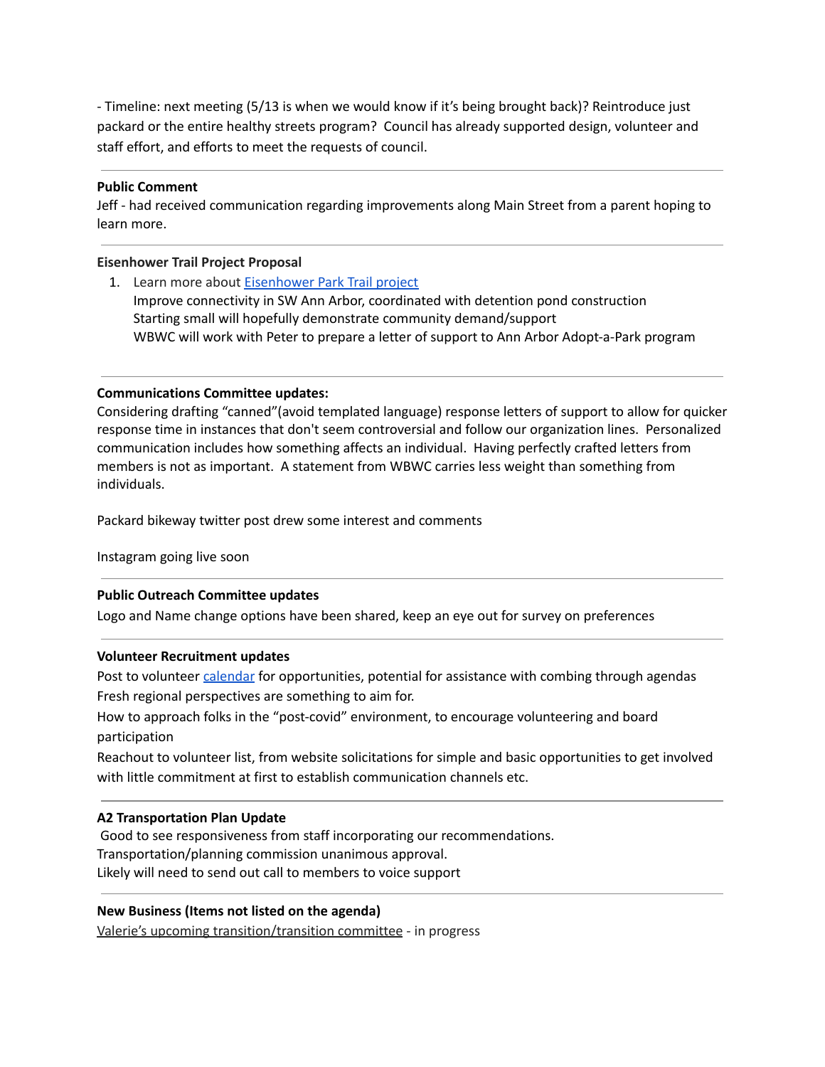- Timeline: next meeting (5/13 is when we would know if it's being brought back)? Reintroduce just packard or the entire healthy streets program? Council has already supported design, volunteer and staff effort, and efforts to meet the requests of council.

---

**Public Comment**

Jeff - had received communication regarding improvements along Main Street from a parent hoping to learn more.

---

**Eisenhower Trail Project Proposal**

1. Learn more about [Eisenhower Park Trail project]()
   Improve connectivity in SW Ann Arbor, coordinated with detention pond construction
   Starting small will hopefully demonstrate community demand/support
   WBWC will work with Peter to prepare a letter of support to Ann Arbor Adopt-a-Park program

---

**Communications Committee updates:**

Considering drafting "canned"(avoid templated language) response letters of support to allow for quicker response time in instances that don't seem controversial and follow our organization lines. Personalized communication includes how something affects an individual. Having perfectly crafted letters from members is not as important. A statement from WBWC carries less weight than something from individuals.

Packard bikeway twitter post drew some interest and comments

Instagram going live soon

---

**Public Outreach Committee updates**

Logo and Name change options have been shared, keep an eye out for survey on preferences

---

**Volunteer Recruitment updates**

Post to volunteer [calendar]() for opportunities, potential for assistance with combing through agendas
Fresh regional perspectives are something to aim for.
How to approach folks in the "post-covid" environment, to encourage volunteering and board participation
Reachout to volunteer list, from website solicitations for simple and basic opportunities to get involved with little commitment at first to establish communication channels etc.

---

**A2 Transportation Plan Update**

Good to see responsiveness from staff incorporating our recommendations.
Transportation/planning commission unanimous approval.
Likely will need to send out call to members to voice support

---

**New Business (Items not listed on the agenda)**

[Valerie's upcoming transition/transition committee]() - in progress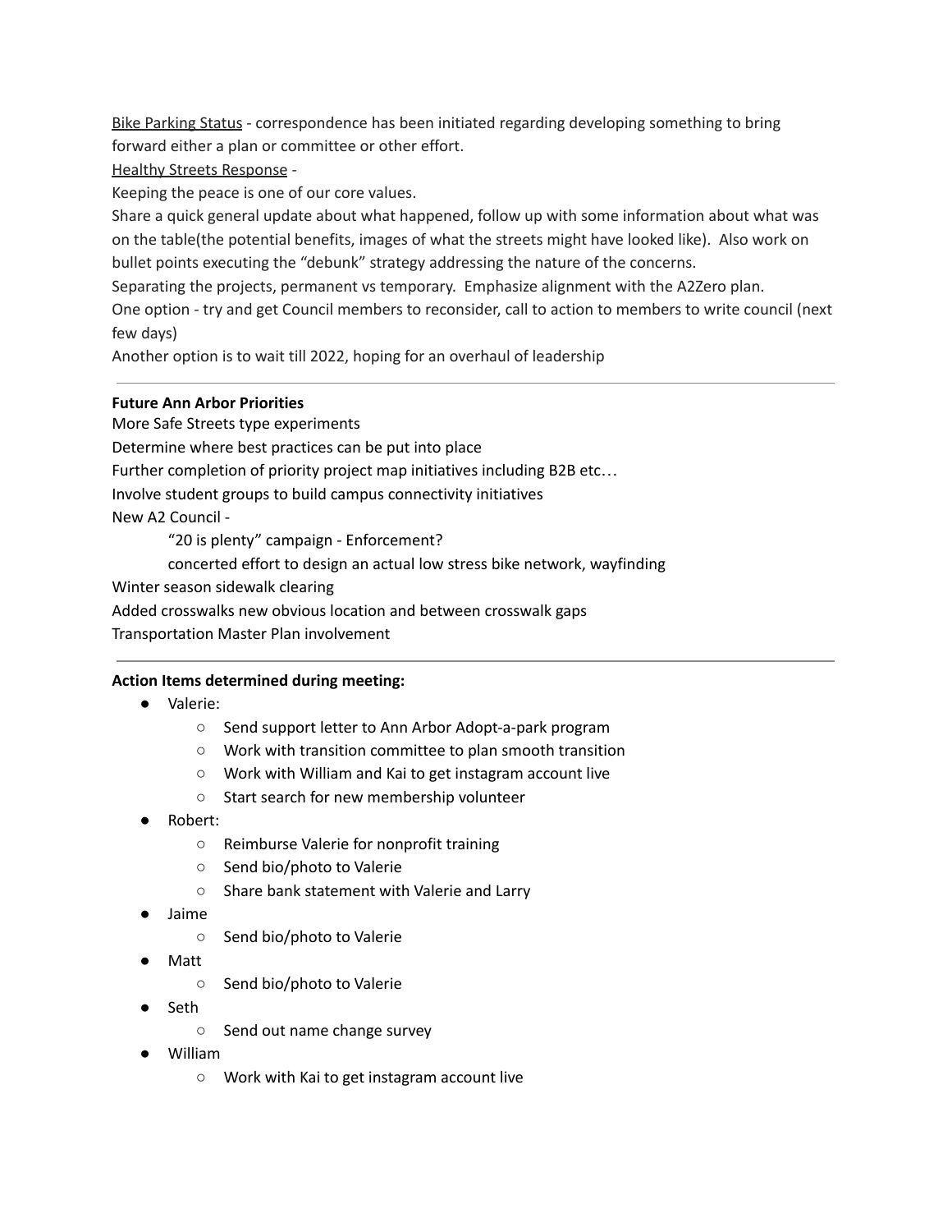Bike Parking Status - correspondence has been initiated regarding developing something to bring forward either a plan or committee or other effort.

Healthy Streets Response -

Keeping the peace is one of our core values.

Share a quick general update about what happened, follow up with some information about what was on the table(the potential benefits, images of what the streets might have looked like). Also work on bullet points executing the "debunk" strategy addressing the nature of the concerns.

Separating the projects, permanent vs temporary. Emphasize alignment with the A2Zero plan.

One option - try and get Council members to reconsider, call to action to members to write council (next few days)

Another option is to wait till 2022, hoping for an overhaul of leadership

---

**Future Ann Arbor Priorities**

More Safe Streets type experiments

Determine where best practices can be put into place

Further completion of priority project map initiatives including B2B etc…

Involve student groups to build campus connectivity initiatives

New A2 Council -

- "20 is plenty" campaign - Enforcement?
- concerted effort to design an actual low stress bike network, wayfinding

Winter season sidewalk clearing

Added crosswalks new obvious location and between crosswalk gaps

Transportation Master Plan involvement

---

**Action Items determined during meeting:**

- Valerie:
  - Send support letter to Ann Arbor Adopt-a-park program
  - Work with transition committee to plan smooth transition
  - Work with William and Kai to get instagram account live
  - Start search for new membership volunteer
- Robert:
  - Reimburse Valerie for nonprofit training
  - Send bio/photo to Valerie
  - Share bank statement with Valerie and Larry
- Jaime
  - Send bio/photo to Valerie
- Matt
  - Send bio/photo to Valerie
- Seth
  - Send out name change survey
- William
  - Work with Kai to get instagram account live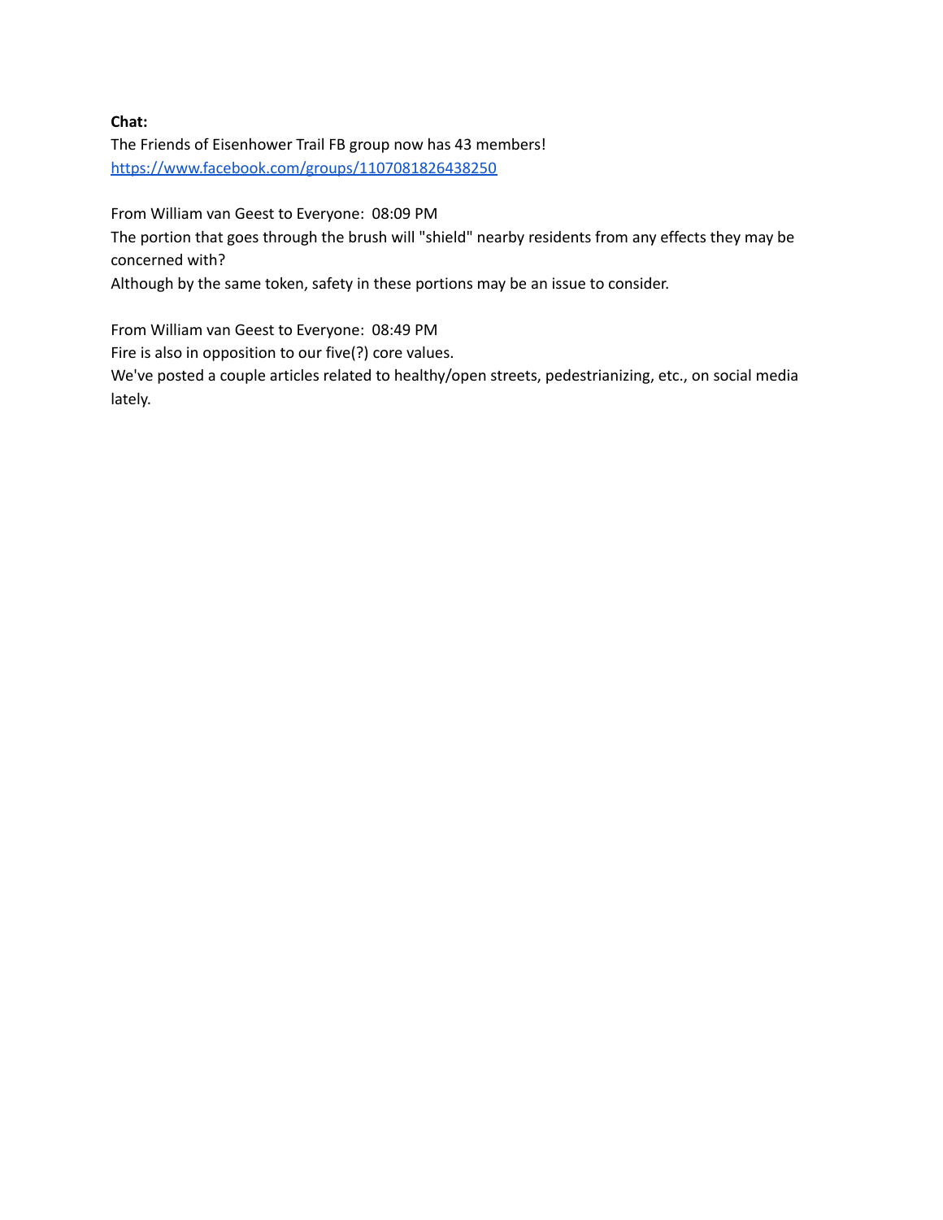**Chat:**

The Friends of Eisenhower Trail FB group now has 43 members!
[https://www.facebook.com/groups/1107081826438250](https://www.facebook.com/groups/1107081826438250)

From William van Geest to Everyone: 08:09 PM
The portion that goes through the brush will "shield" nearby residents from any effects they may be concerned with?
Although by the same token, safety in these portions may be an issue to consider.

From William van Geest to Everyone: 08:49 PM
Fire is also in opposition to our five(?) core values.
We've posted a couple articles related to healthy/open streets, pedestrianizing, etc., on social media lately.